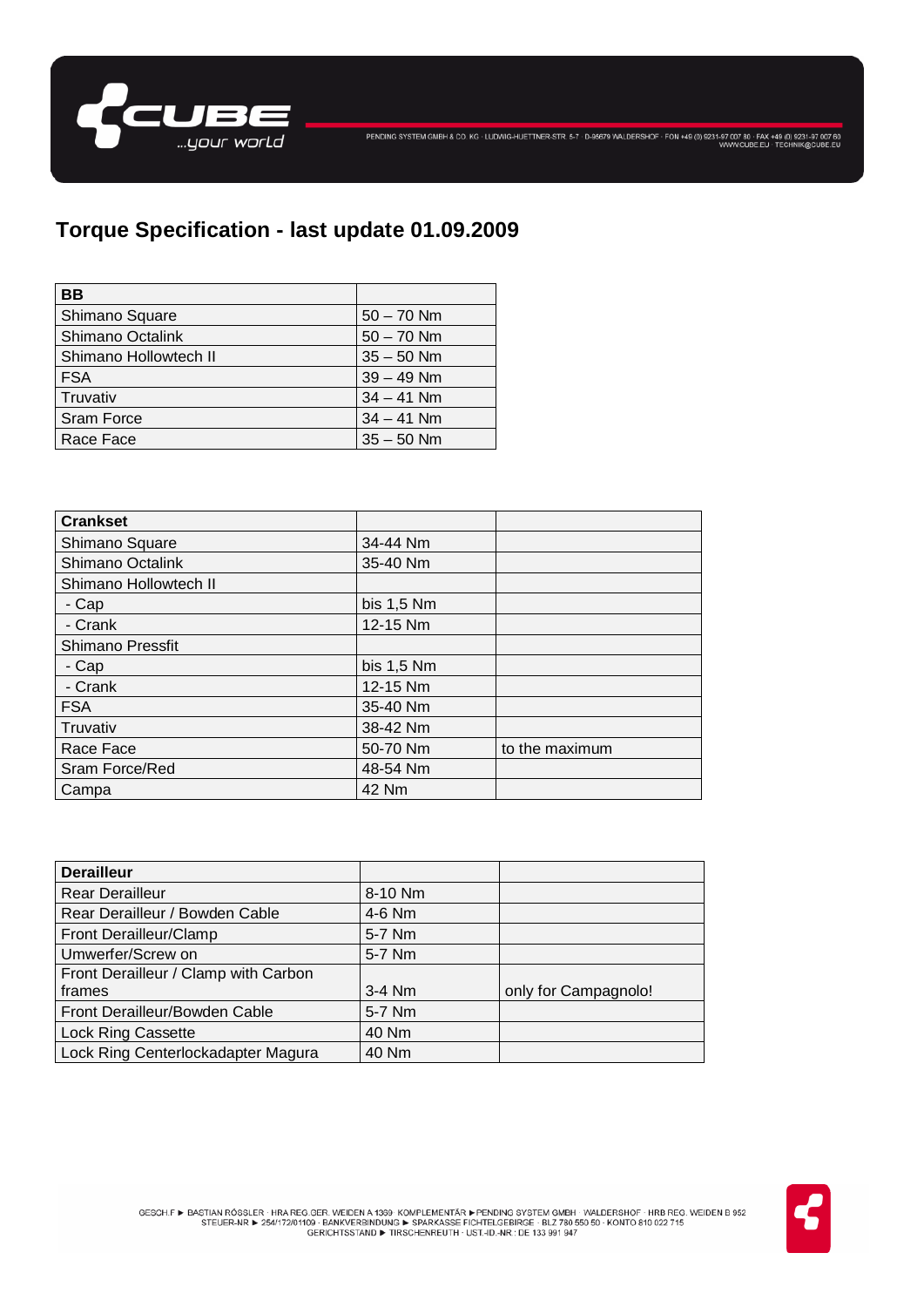# Torque Specification - last update 01.09.2009

| **BB** | |
|---|---|
| Shimano Square | 50 – 70 Nm |
| Shimano Octalink | 50 – 70 Nm |
| Shimano Hollowtech II | 35 – 50 Nm |
| FSA | 39 – 49 Nm |
| Truvativ | 34 – 41 Nm |
| Sram Force | 34 – 41 Nm |
| Race Face | 35 – 50 Nm |

| **Crankset** | | |
|---|---|---|
| Shimano Square | 34-44 Nm | |
| Shimano Octalink | 35-40 Nm | |
| Shimano Hollowtech II | | |
| - Cap | bis 1,5 Nm | |
| - Crank | 12-15 Nm | |
| Shimano Pressfit | | |
| - Cap | bis 1,5 Nm | |
| - Crank | 12-15 Nm | |
| FSA | 35-40 Nm | |
| Truvativ | 38-42 Nm | |
| Race Face | 50-70 Nm | to the maximum |
| Sram Force/Red | 48-54 Nm | |
| Campa | 42 Nm | |

| **Derailleur** | | |
|---|---|---|
| Rear Derailleur | 8-10 Nm | |
| Rear Derailleur / Bowden Cable | 4-6 Nm | |
| Front Derailleur/Clamp | 5-7 Nm | |
| Umwerfer/Screw on | 5-7 Nm | |
| Front Derailleur / Clamp with Carbon frames | 3-4 Nm | only for Campagnolo! |
| Front Derailleur/Bowden Cable | 5-7 Nm | |
| Lock Ring Cassette | 40 Nm | |
| Lock Ring Centerlockadapter Magura | 40 Nm | |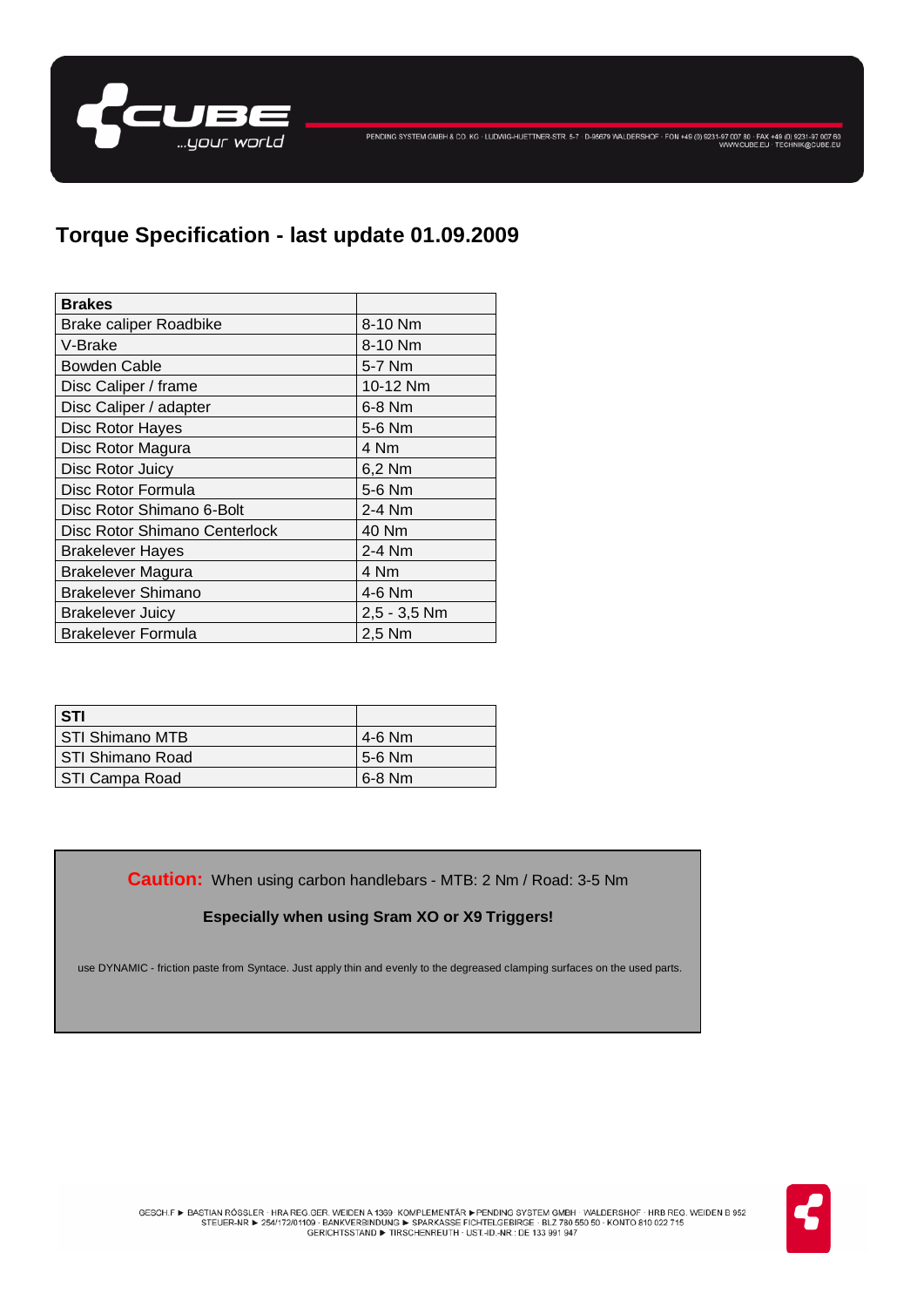## Torque Specification - last update 01.09.2009

| Brakes | |
|---|---|
| Brake caliper Roadbike | 8-10 Nm |
| V-Brake | 8-10 Nm |
| Bowden Cable | 5-7 Nm |
| Disc Caliper / frame | 10-12 Nm |
| Disc Caliper / adapter | 6-8 Nm |
| Disc Rotor Hayes | 5-6 Nm |
| Disc Rotor Magura | 4 Nm |
| Disc Rotor Juicy | 6,2 Nm |
| Disc Rotor Formula | 5-6 Nm |
| Disc Rotor Shimano 6-Bolt | 2-4 Nm |
| Disc Rotor Shimano Centerlock | 40 Nm |
| Brakelever Hayes | 2-4 Nm |
| Brakelever Magura | 4 Nm |
| Brakelever Shimano | 4-6 Nm |
| Brakelever Juicy | 2,5 - 3,5 Nm |
| Brakelever Formula | 2,5 Nm |

| STI | |
|---|---|
| STI Shimano MTB | 4-6 Nm |
| STI Shimano Road | 5-6 Nm |
| STI Campa Road | 6-8 Nm |

**Caution:** When using carbon handlebars - MTB: 2 Nm / Road: 3-5 Nm

**Especially when using Sram XO or X9 Triggers!**

use DYNAMIC - friction paste from Syntace. Just apply thin and evenly to the degreased clamping surfaces on the used parts.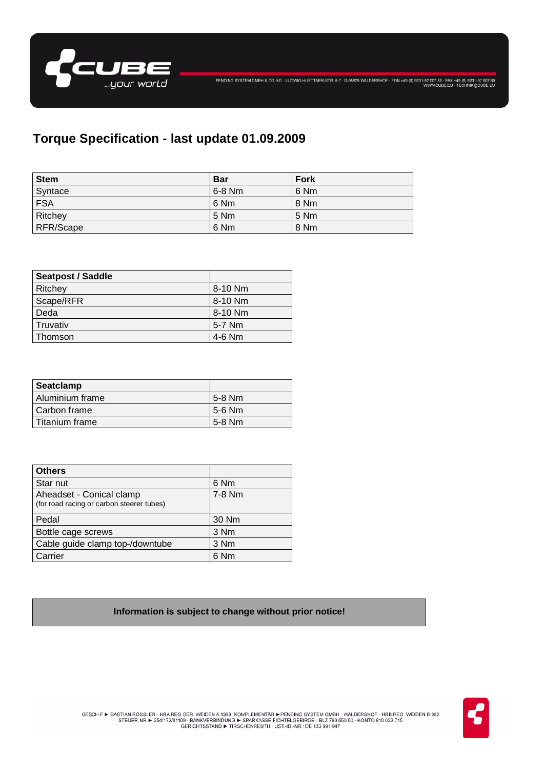# Torque Specification - last update 01.09.2009

| Stem | Bar | Fork |
| --- | --- | --- |
| Syntace | 6-8 Nm | 6 Nm |
| FSA | 6 Nm | 8 Nm |
| Ritchey | 5 Nm | 5 Nm |
| RFR/Scape | 6 Nm | 8 Nm |

| Seatpost / Saddle | |
| --- | --- |
| Ritchey | 8-10 Nm |
| Scape/RFR | 8-10 Nm |
| Deda | 8-10 Nm |
| Truvativ | 5-7 Nm |
| Thomson | 4-6 Nm |

| Seatclamp | |
| --- | --- |
| Aluminium frame | 5-8 Nm |
| Carbon frame | 5-6 Nm |
| Titanium frame | 5-8 Nm |

| Others | |
| --- | --- |
| Star nut | 6 Nm |
| Aheadset - Conical clamp (for road racing or carbon steerer tubes) | 7-8 Nm |
| Pedal | 30 Nm |
| Bottle cage screws | 3 Nm |
| Cable guide clamp top-/downtube | 3 Nm |
| Carrier | 6 Nm |

**Information is subject to change without prior notice!**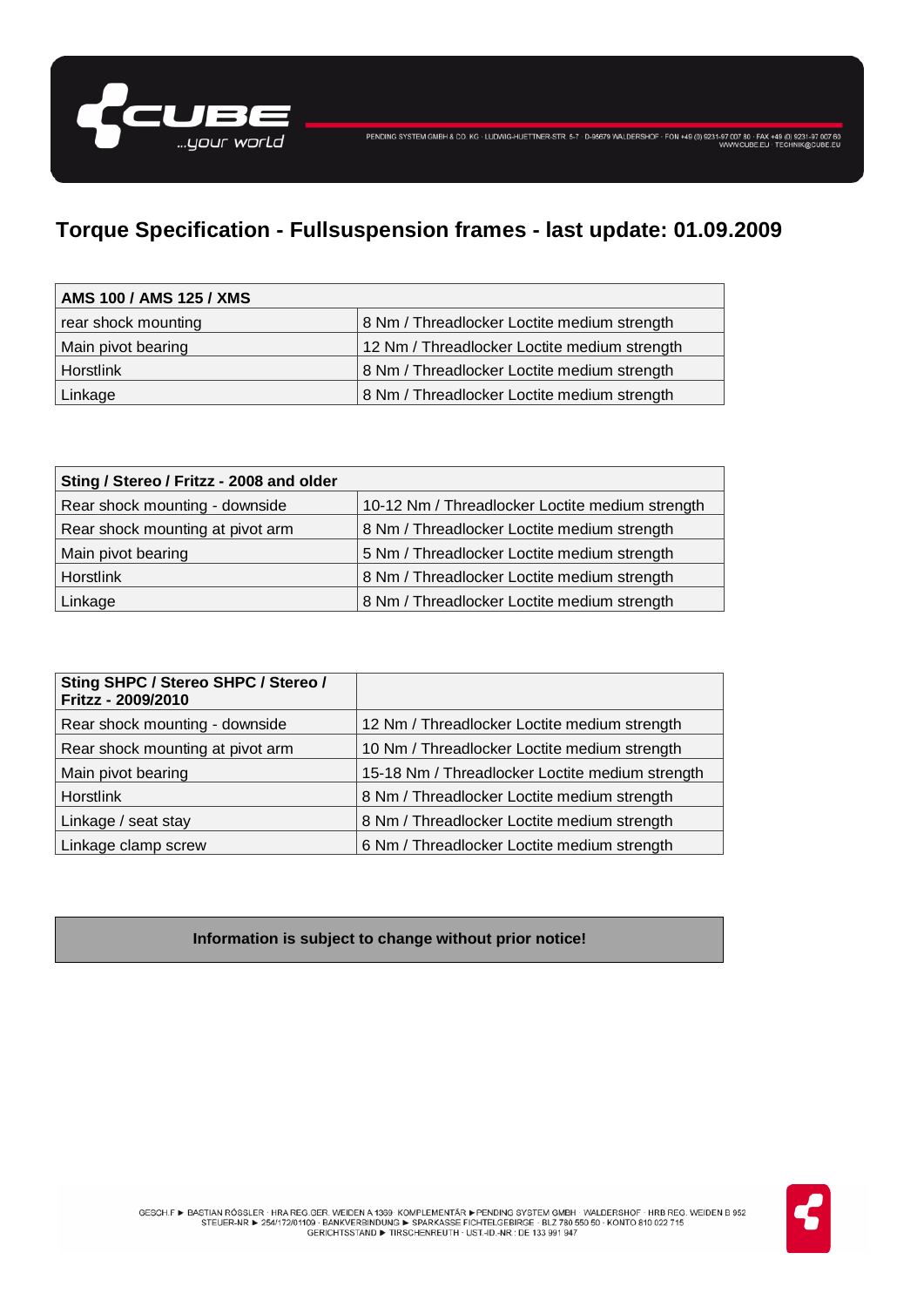# Torque Specification - Fullsuspension frames - last update: 01.09.2009

| AMS 100 / AMS 125 / XMS | |
|---|---|
| rear shock mounting | 8 Nm / Threadlocker Loctite medium strength |
| Main pivot bearing | 12 Nm / Threadlocker Loctite medium strength |
| Horstlink | 8 Nm / Threadlocker Loctite medium strength |
| Linkage | 8 Nm / Threadlocker Loctite medium strength |

| Sting / Stereo / Fritzz - 2008 and older | |
|---|---|
| Rear shock mounting - downside | 10-12 Nm / Threadlocker Loctite medium strength |
| Rear shock mounting at pivot arm | 8 Nm / Threadlocker Loctite medium strength |
| Main pivot bearing | 5 Nm / Threadlocker Loctite medium strength |
| Horstlink | 8 Nm / Threadlocker Loctite medium strength |
| Linkage | 8 Nm / Threadlocker Loctite medium strength |

| Sting SHPC / Stereo SHPC / Stereo / Fritzz - 2009/2010 | |
|---|---|
| Rear shock mounting - downside | 12 Nm / Threadlocker Loctite medium strength |
| Rear shock mounting at pivot arm | 10 Nm / Threadlocker Loctite medium strength |
| Main pivot bearing | 15-18 Nm / Threadlocker Loctite medium strength |
| Horstlink | 8 Nm / Threadlocker Loctite medium strength |
| Linkage / seat stay | 8 Nm / Threadlocker Loctite medium strength |
| Linkage clamp screw | 6 Nm / Threadlocker Loctite medium strength |

**Information is subject to change without prior notice!**